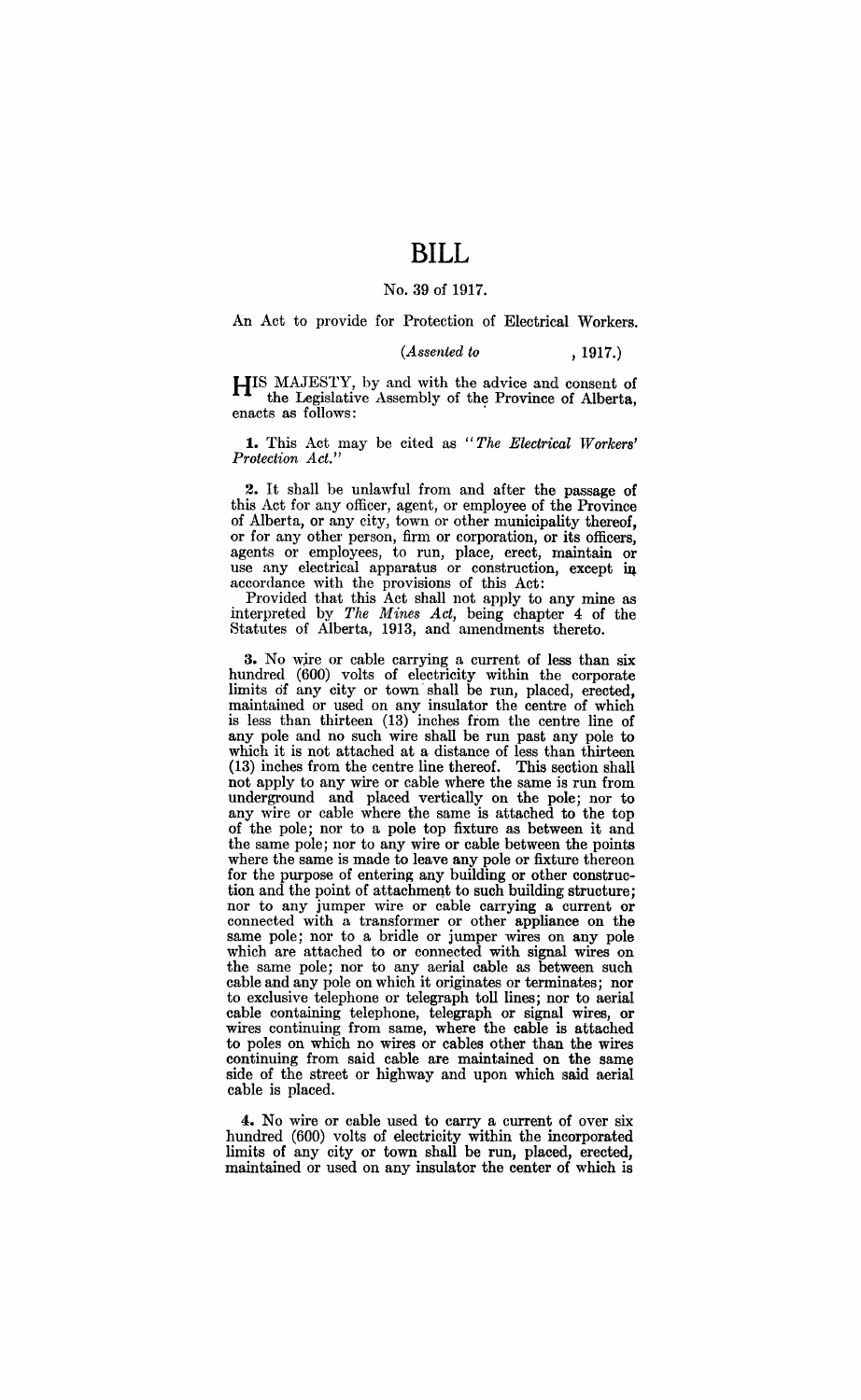# BILL

No. 39 of 1917.

An Act to provide for Protection of Electrical Workers.

(*Assented to* , 1917.)

HIS MAJESTY, by and with the advice and consent of the Legislative Assembly of the Province of Alberta, enacts as follows:

**1.** This Act may be cited as "*The Electrical Workers' Protection Act.*"

**2.** It shall be unlawful from and after the passage of this Act for any officer, agent, or employee of the Province of Alberta, or any city, town or other municipality thereof, or for any other person, firm or corporation, or its officers, agents or employees, to run, place, erect, maintain or use any electrical apparatus or construction, except in accordance with the provisions of this Act:

Provided that this Act shall not apply to any mine as interpreted by *The Mines Act*, being chapter 4 of the Statutes of Alberta, 1913, and amendments thereto.

**3.** No wire or cable carrying a current of less than six hundred (600) volts of electricity within the corporate limits of any city or town shall be run, placed, erected, maintained or used on any insulator the centre of which is less than thirteen (13) inches from the centre line of any pole and no such wire shall be run past any pole to which it is not attached at a distance of less than thirteen (13) inches from the centre line thereof. This section shall not apply to any wire or cable where the same is run from underground and placed vertically on the pole; nor to any wire or cable where the same is attached to the top of the pole; nor to a pole top fixture as between it and the same pole; nor to any wire or cable between the points where the same is made to leave any pole or fixture thereon for the purpose of entering any building or other construction and the point of attachment to such building structure; nor to any jumper wire or cable carrying a current or connected with a transformer or other appliance on the same pole; nor to a bridle or jumper wires on any pole which are attached to or connected with signal wires on the same pole; nor to any aerial cable as between such cable and any pole on which it originates or terminates; nor to exclusive telephone or telegraph toll lines; nor to aerial cable containing telephone, telegraph or signal wires, or wires continuing from same, where the cable is attached to poles on which no wires or cables other than the wires continuing from said cable are maintained on the same side of the street or highway and upon which said aerial cable is placed.

**4.** No wire or cable used to carry a current of over six hundred (600) volts of electricity within the incorporated limits of any city or town shall be run, placed, erected, maintained or used on any insulator the center of which is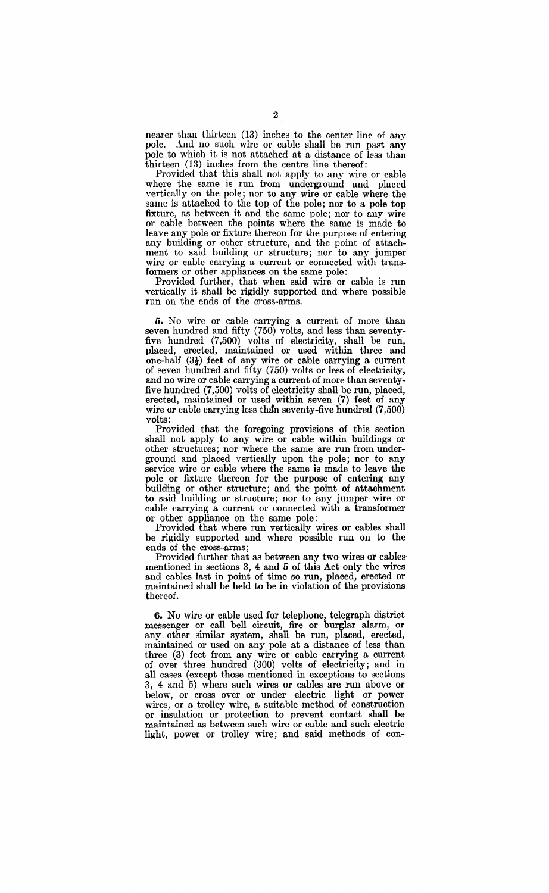nearer than thirteen (13) inches to the center line of any pole. And no such wire or cable shall be run past any pole to which it is not attached at a distance of less than thirteen (13) inches from the centre line thereof:

Provided that this shall not apply to any wire or cable where the same is run from underground and placed vertically on the pole; nor to any wire or cable where the same is attached to the top of the pole; nor to a pole top fixture, as between it and the same pole; nor to any wire or cable between the points where the same is made to leave any pole or fixture thereon for the purpose of entering any building or other structure, and the point of attachment to said building or structure; nor to any jumper wire or cable carrying a current or connected with transformers or other appliances on the same pole:

Provided further, that when said wire or cable is run vertically it shall be rigidly supported and where possible run on the ends of the cross-arms.

**5.** No wire or cable carrying a current of more than seven hundred and fifty (750) volts, and less than seventy-five hundred (7,500) volts of electricity, shall be run, placed, erected, maintained or used within three and one-half (3½) feet of any wire or cable carrying a current of seven hundred and fifty (750) volts or less of electricity, and no wire or cable carrying a current of more than seventy-five hundred (7,500) volts of electricity shall be run, placed, erected, maintained or used within seven (7) feet of any wire or cable carrying less than seventy-five hundred (7,500) volts:

Provided that the foregoing provisions of this section shall not apply to any wire or cable within buildings or other structures; nor where the same are run from underground and placed vertically upon the pole; nor to any service wire or cable where the same is made to leave the pole or fixture thereon for the purpose of entering any building or other structure; and the point of attachment to said building or structure; nor to any jumper wire or cable carrying a current or connected with a transformer or other appliance on the same pole:

Provided that where run vertically wires or cables shall be rigidly supported and where possible run on to the ends of the cross-arms;

Provided further that as between any two wires or cables mentioned in sections 3, 4 and 5 of this Act only the wires and cables last in point of time so run, placed, erected or maintained shall be held to be in violation of the provisions thereof.

**6.** No wire or cable used for telephone, telegraph district messenger or call bell circuit, fire or burglar alarm, or any other similar system, shall be run, placed, erected, maintained or used on any pole at a distance of less than three (3) feet from any wire or cable carrying a current of over three hundred (300) volts of electricity; and in all cases (except those mentioned in exceptions to sections 3, 4 and 5) where such wires or cables are run above or below, or cross over or under electric light or power wires, or a trolley wire, a suitable method of construction or insulation or protection to prevent contact shall be maintained as between such wire or cable and such electric light, power or trolley wire; and said methods of con-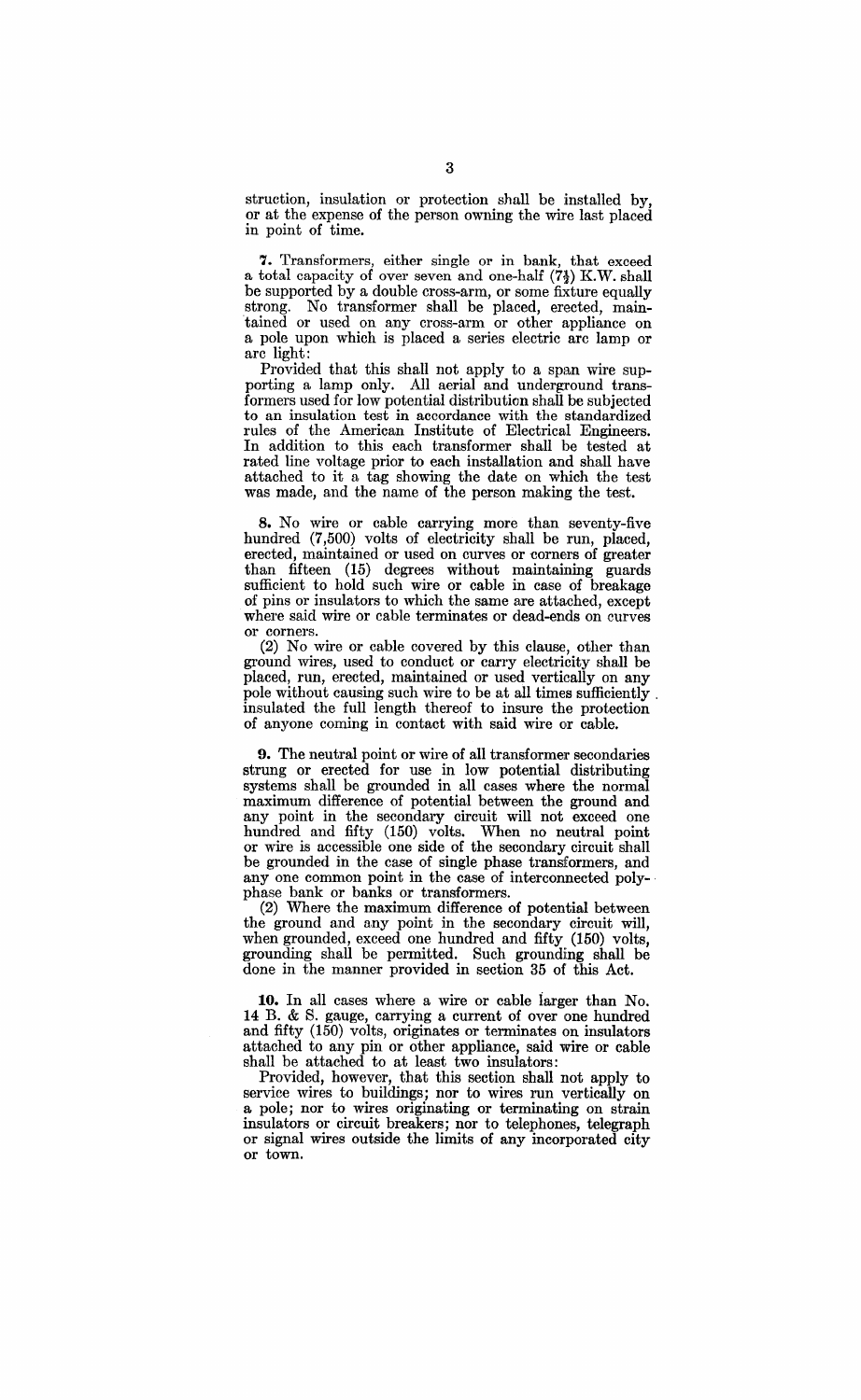struction, insulation or protection shall be installed by, or at the expense of the person owning the wire last placed in point of time.

**7.** Transformers, either single or in bank, that exceed a total capacity of over seven and one-half (7½) K.W. shall be supported by a double cross-arm, or some fixture equally strong. No transformer shall be placed, erected, maintained or used on any cross-arm or other appliance on a pole upon which is placed a series electric arc lamp or arc light:

Provided that this shall not apply to a span wire supporting a lamp only. All aerial and underground transformers used for low potential distribution shall be subjected to an insulation test in accordance with the standardized rules of the American Institute of Electrical Engineers. In addition to this each transformer shall be tested at rated line voltage prior to each installation and shall have attached to it a tag showing the date on which the test was made, and the name of the person making the test.

**8.** No wire or cable carrying more than seventy-five hundred (7,500) volts of electricity shall be run, placed, erected, maintained or used on curves or corners of greater than fifteen (15) degrees without maintaining guards sufficient to hold such wire or cable in case of breakage of pins or insulators to which the same are attached, except where said wire or cable terminates or dead-ends on curves or corners.

(2) No wire or cable covered by this clause, other than ground wires, used to conduct or carry electricity shall be placed, run, erected, maintained or used vertically on any pole without causing such wire to be at all times sufficiently insulated the full length thereof to insure the protection of anyone coming in contact with said wire or cable.

**9.** The neutral point or wire of all transformer secondaries strung or erected for use in low potential distributing systems shall be grounded in all cases where the normal maximum difference of potential between the ground and any point in the secondary circuit will not exceed one hundred and fifty (150) volts. When no neutral point or wire is accessible one side of the secondary circuit shall be grounded in the case of single phase transformers, and any one common point in the case of interconnected polyphase bank or banks or transformers.

(2) Where the maximum difference of potential between the ground and any point in the secondary circuit will, when grounded, exceed one hundred and fifty (150) volts, grounding shall be permitted. Such grounding shall be done in the manner provided in section 35 of this Act.

**10.** In all cases where a wire or cable larger than No. 14 B. & S. gauge, carrying a current of over one hundred and fifty (150) volts, originates or terminates on insulators attached to any pin or other appliance, said wire or cable shall be attached to at least two insulators:

Provided, however, that this section shall not apply to service wires to buildings; nor to wires run vertically on a pole; nor to wires originating or terminating on strain insulators or circuit breakers; nor to telephones, telegraph or signal wires outside the limits of any incorporated city or town.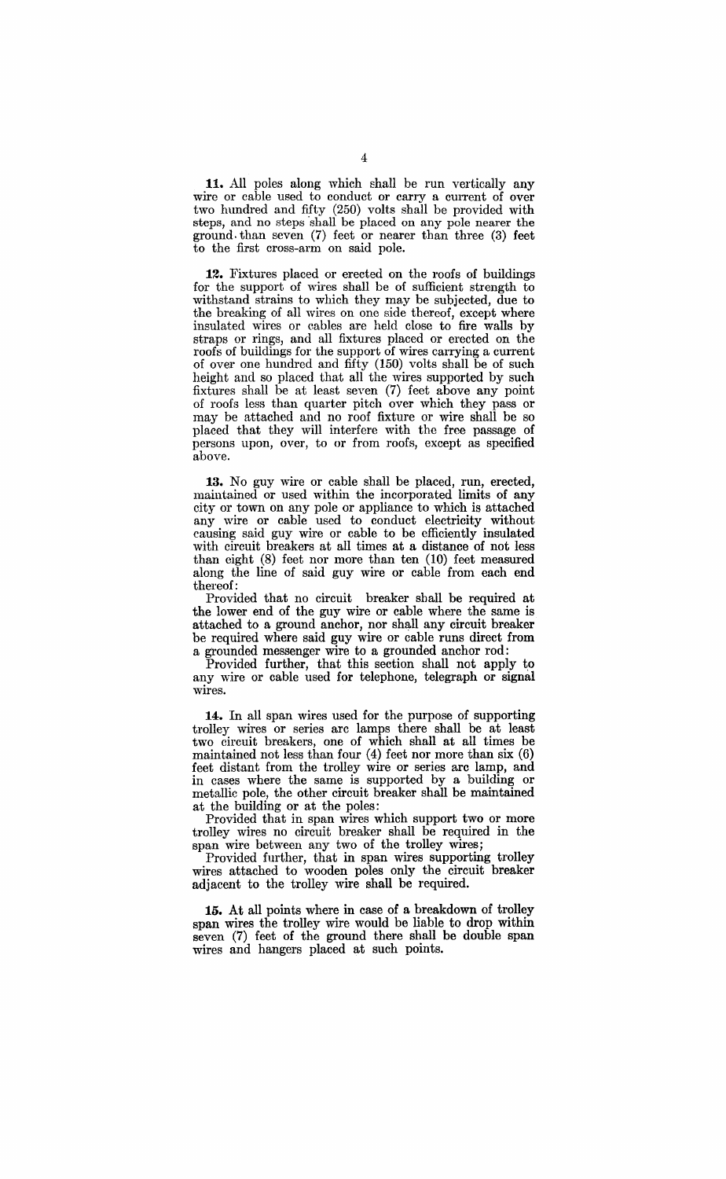**11.** All poles along which shall be run vertically any wire or cable used to conduct or carry a current of over two hundred and fifty (250) volts shall be provided with steps, and no steps shall be placed on any pole nearer the ground than seven (7) feet or nearer than three (3) feet to the first cross-arm on said pole.

**12.** Fixtures placed or erected on the roofs of buildings for the support of wires shall be of sufficient strength to withstand strains to which they may be subjected, due to the breaking of all wires on one side thereof, except where insulated wires or cables are held close to fire walls by straps or rings, and all fixtures placed or erected on the roofs of buildings for the support of wires carrying a current of over one hundred and fifty (150) volts shall be of such height and so placed that all the wires supported by such fixtures shall be at least seven (7) feet above any point of roofs less than quarter pitch over which they pass or may be attached and no roof fixture or wire shall be so placed that they will interfere with the free passage of persons upon, over, to or from roofs, except as specified above.

**13.** No guy wire or cable shall be placed, run, erected, maintained or used within the incorporated limits of any city or town on any pole or appliance to which is attached any wire or cable used to conduct electricity without causing said guy wire or cable to be efficiently insulated with circuit breakers at all times at a distance of not less than eight (8) feet nor more than ten (10) feet measured along the line of said guy wire or cable from each end thereof:

Provided that no circuit breaker shall be required at the lower end of the guy wire or cable where the same is attached to a ground anchor, nor shall any circuit breaker be required where said guy wire or cable runs direct from a grounded messenger wire to a grounded anchor rod:

Provided further, that this section shall not apply to any wire or cable used for telephone, telegraph or signal wires.

**14.** In all span wires used for the purpose of supporting trolley wires or series arc lamps there shall be at least two circuit breakers, one of which shall at all times be maintained not less than four (4) feet nor more than six (6) feet distant from the trolley wire or series arc lamp, and in cases where the same is supported by a building or metallic pole, the other circuit breaker shall be maintained at the building or at the poles:

Provided that in span wires which support two or more trolley wires no circuit breaker shall be required in the span wire between any two of the trolley wires;

Provided further, that in span wires supporting trolley wires attached to wooden poles only the circuit breaker adjacent to the trolley wire shall be required.

**15.** At all points where in case of a breakdown of trolley span wires the trolley wire would be liable to drop within seven (7) feet of the ground there shall be double span wires and hangers placed at such points.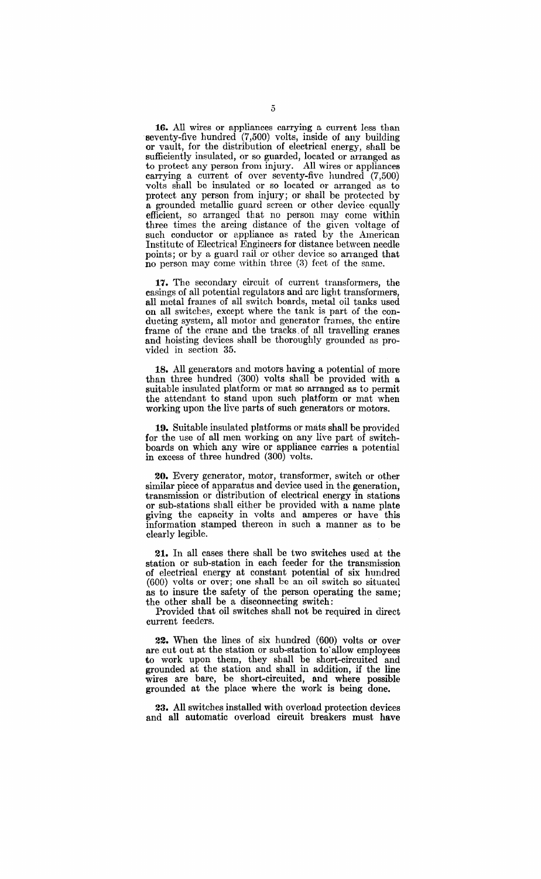**16.** All wires or appliances carrying a current less than seventy-five hundred (7,500) volts, inside of any building or vault, for the distribution of electrical energy, shall be sufficiently insulated, or so guarded, located or arranged as to protect any person from injury. All wires or appliances carrying a current of over seventy-five hundred (7,500) volts shall be insulated or so located or arranged as to protect any person from injury; or shall be protected by a grounded metallic guard screen or other device equally efficient, so arranged that no person may come within three times the arcing distance of the given voltage of such conductor or appliance as rated by the American Institute of Electrical Engineers for distance between needle points; or by a guard rail or other device so arranged that no person may come within three (3) feet of the same.

**17.** The secondary circuit of current transformers, the casings of all potential regulators and arc light transformers, all metal frames of all switch boards, metal oil tanks used on all switches, except where the tank is part of the conducting system, all motor and generator frames, the entire frame of the crane and the tracks of all travelling cranes and hoisting devices shall be thoroughly grounded as provided in section 35.

**18.** All generators and motors having a potential of more than three hundred (300) volts shall be provided with a suitable insulated platform or mat so arranged as to permit the attendant to stand upon such platform or mat when working upon the live parts of such generators or motors.

**19.** Suitable insulated platforms or mats shall be provided for the use of all men working on any live part of switchboards on which any wire or appliance carries a potential in excess of three hundred (300) volts.

**20.** Every generator, motor, transformer, switch or other similar piece of apparatus and device used in the generation, transmission or distribution of electrical energy in stations or sub-stations shall either be provided with a name plate giving the capacity in volts and amperes or have this information stamped thereon in such a manner as to be clearly legible.

**21.** In all cases there shall be two switches used at the station or sub-station in each feeder for the transmission of electrical energy at constant potential of six hundred (600) volts or over; one shall be an oil switch so situated as to insure the safety of the person operating the same; the other shall be a disconnecting switch:

Provided that oil switches shall not be required in direct current feeders.

**22.** When the lines of six hundred (600) volts or over are cut out at the station or sub-station to allow employees to work upon them, they shall be short-circuited and grounded at the station and shall in addition, if the line wires are bare, be short-circuited, and where possible grounded at the place where the work is being done.

**23.** All switches installed with overload protection devices and all automatic overload circuit breakers must have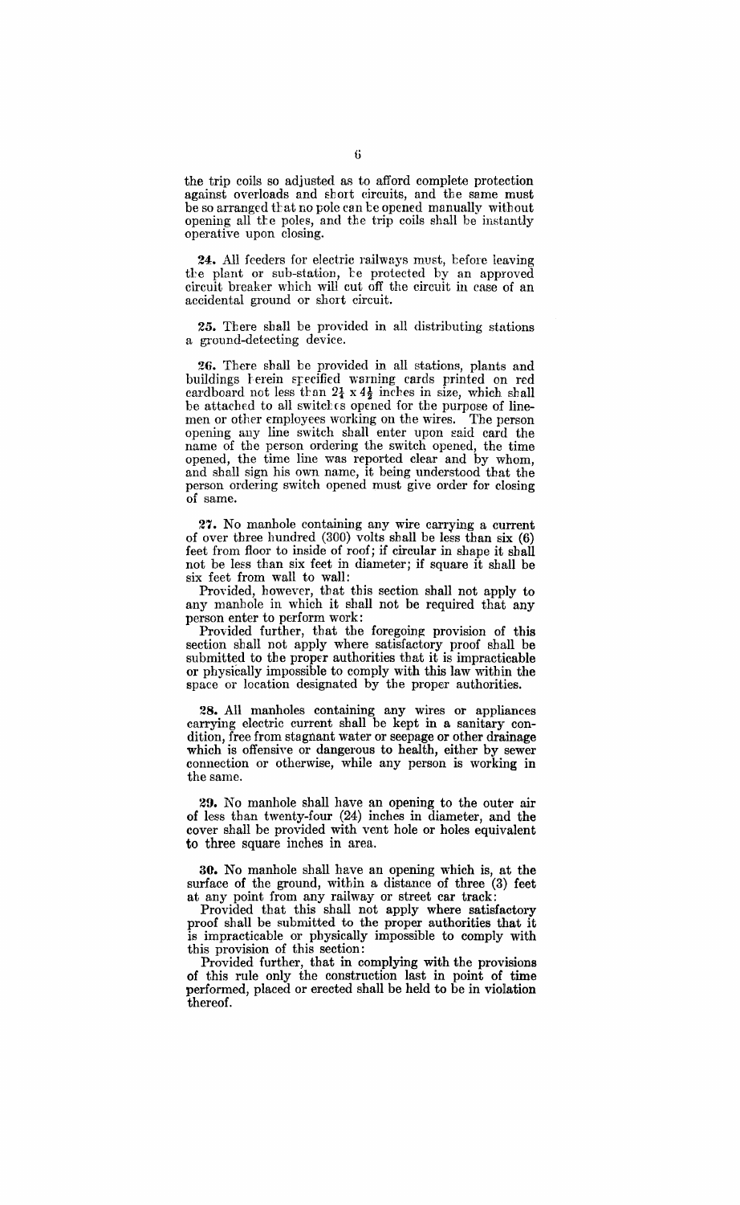the trip coils so adjusted as to afford complete protection against overloads and short circuits, and the same must be so arranged that no pole can be opened manually without opening all the poles, and the trip coils shall be instantly operative upon closing.

**24.** All feeders for electric railways must, before leaving the plant or sub-station, be protected by an approved circuit breaker which will cut off the circuit in case of an accidental ground or short circuit.

**25.** There shall be provided in all distributing stations a ground-detecting device.

**26.** There shall be provided in all stations, plants and buildings herein specified warning cards printed on red cardboard not less than $2\frac{1}{4} \times 4\frac{1}{2}$ inches in size, which shall be attached to all switches opened for the purpose of linemen or other employees working on the wires. The person opening any line switch shall enter upon said card the name of the person ordering the switch opened, the time opened, the time line was reported clear and by whom, and shall sign his own name, it being understood that the person ordering switch opened must give order for closing of same.

**27.** No manhole containing any wire carrying a current of over three hundred (300) volts shall be less than six (6) feet from floor to inside of roof; if circular in shape it shall not be less than six feet in diameter; if square it shall be six feet from wall to wall:

Provided, however, that this section shall not apply to any manhole in which it shall not be required that any person enter to perform work:

Provided further, that the foregoing provision of this section shall not apply where satisfactory proof shall be submitted to the proper authorities that it is impracticable or physically impossible to comply with this law within the space or location designated by the proper authorities.

**28.** All manholes containing any wires or appliances carrying electric current shall be kept in a sanitary condition, free from stagnant water or seepage or other drainage which is offensive or dangerous to health, either by sewer connection or otherwise, while any person is working in the same.

**29.** No manhole shall have an opening to the outer air of less than twenty-four (24) inches in diameter, and the cover shall be provided with vent hole or holes equivalent to three square inches in area.

**30.** No manhole shall have an opening which is, at the surface of the ground, within a distance of three (3) feet at any point from any railway or street car track:

Provided that this shall not apply where satisfactory proof shall be submitted to the proper authorities that it is impracticable or physically impossible to comply with this provision of this section:

Provided further, that in complying with the provisions of this rule only the construction last in point of time performed, placed or erected shall be held to be in violation thereof.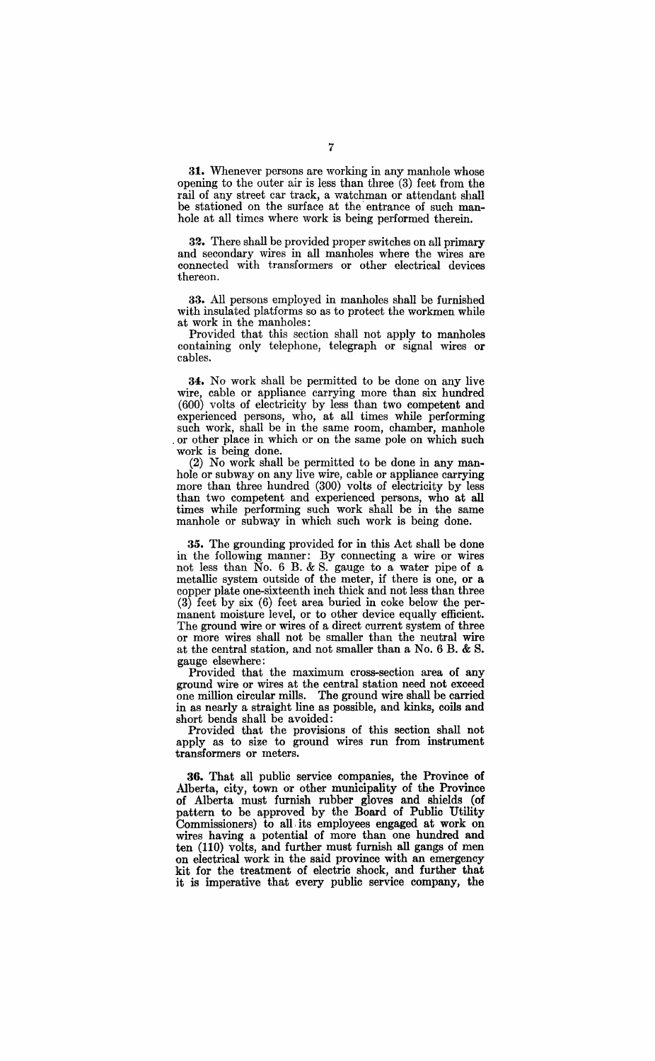**31.** Whenever persons are working in any manhole whose opening to the outer air is less than three (3) feet from the rail of any street car track, a watchman or attendant shall be stationed on the surface at the entrance of such manhole at all times where work is being performed therein.

**32.** There shall be provided proper switches on all primary and secondary wires in all manholes where the wires are connected with transformers or other electrical devices thereon.

**33.** All persons employed in manholes shall be furnished with insulated platforms so as to protect the workmen while at work in the manholes:

Provided that this section shall not apply to manholes containing only telephone, telegraph or signal wires or cables.

**34.** No work shall be permitted to be done on any live wire, cable or appliance carrying more than six hundred (600) volts of electricity by less than two competent and experienced persons, who, at all times while performing such work, shall be in the same room, chamber, manhole or other place in which or on the same pole on which such work is being done.

(2) No work shall be permitted to be done in any manhole or subway on any live wire, cable or appliance carrying more than three hundred (300) volts of electricity by less than two competent and experienced persons, who at all times while performing such work shall be in the same manhole or subway in which such work is being done.

**35.** The grounding provided for in this Act shall be done in the following manner: By connecting a wire or wires not less than No. 6 B. & S. gauge to a water pipe of a metallic system outside of the meter, if there is one, or a copper plate one-sixteenth inch thick and not less than three (3) feet by six (6) feet area buried in coke below the permanent moisture level, or to other device equally efficient. The ground wire or wires of a direct current system of three or more wires shall not be smaller than the neutral wire at the central station, and not smaller than a No. 6 B. & S. gauge elsewhere:

Provided that the maximum cross-section area of any ground wire or wires at the central station need not exceed one million circular mills. The ground wire shall be carried in as nearly a straight line as possible, and kinks, coils and short bends shall be avoided:

Provided that the provisions of this section shall not apply as to size to ground wires run from instrument transformers or meters.

**36.** That all public service companies, the Province of Alberta, city, town or other municipality of the Province of Alberta must furnish rubber gloves and shields (of pattern to be approved by the Board of Public Utility Commissioners) to all its employees engaged at work on wires having a potential of more than one hundred and ten (110) volts, and further must furnish all gangs of men on electrical work in the said province with an emergency kit for the treatment of electric shock, and further that it is imperative that every public service company, the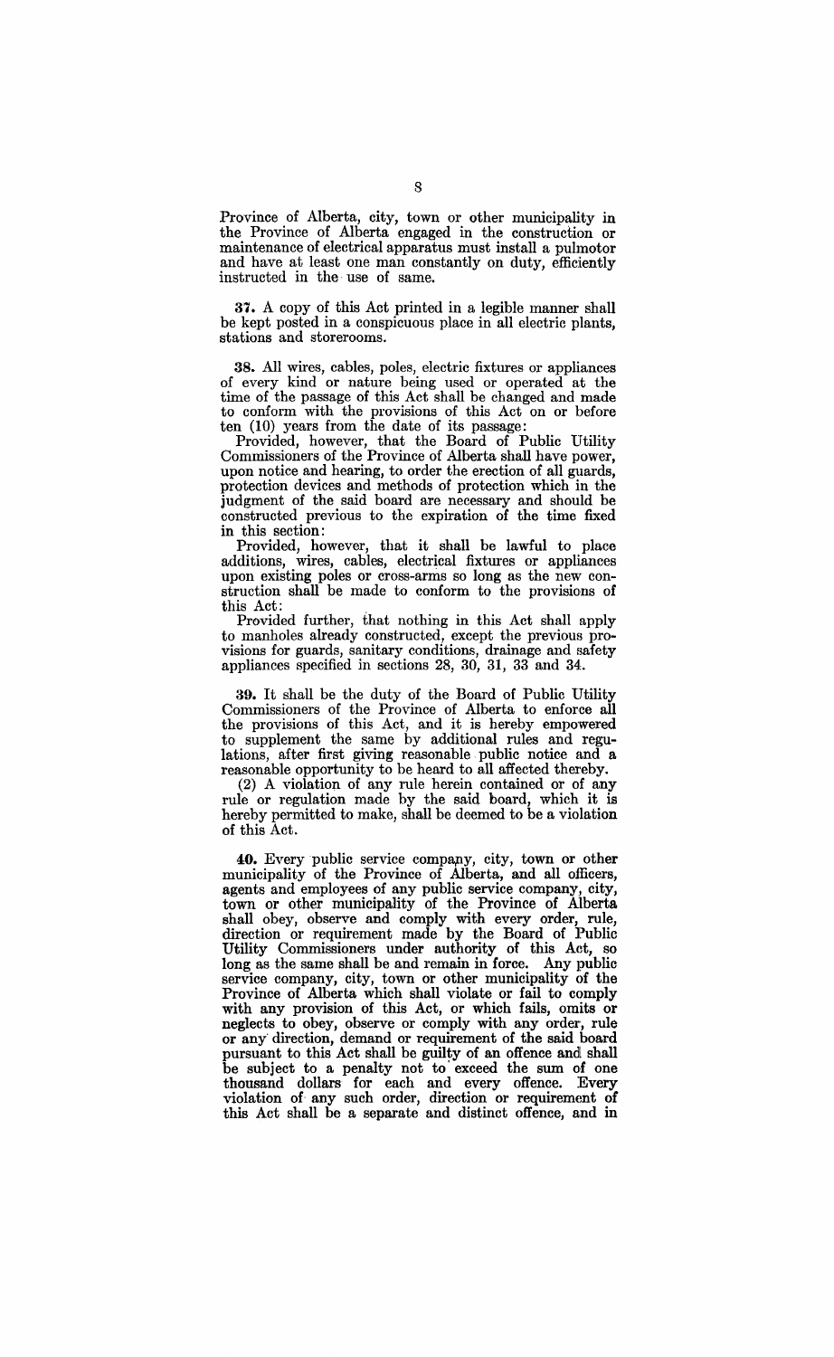Province of Alberta, city, town or other municipality in the Province of Alberta engaged in the construction or maintenance of electrical apparatus must install a pulmotor and have at least one man constantly on duty, efficiently instructed in the use of same.

**37.** A copy of this Act printed in a legible manner shall be kept posted in a conspicuous place in all electric plants, stations and storerooms.

**38.** All wires, cables, poles, electric fixtures or appliances of every kind or nature being used or operated at the time of the passage of this Act shall be changed and made to conform with the provisions of this Act on or before ten (10) years from the date of its passage:

Provided, however, that the Board of Public Utility Commissioners of the Province of Alberta shall have power, upon notice and hearing, to order the erection of all guards, protection devices and methods of protection which in the judgment of the said board are necessary and should be constructed previous to the expiration of the time fixed in this section:

Provided, however, that it shall be lawful to place additions, wires, cables, electrical fixtures or appliances upon existing poles or cross-arms so long as the new construction shall be made to conform to the provisions of this Act:

Provided further, that nothing in this Act shall apply to manholes already constructed, except the previous provisions for guards, sanitary conditions, drainage and safety appliances specified in sections 28, 30, 31, 33 and 34.

**39.** It shall be the duty of the Board of Public Utility Commissioners of the Province of Alberta to enforce all the provisions of this Act, and it is hereby empowered to supplement the same by additional rules and regulations, after first giving reasonable public notice and a reasonable opportunity to be heard to all affected thereby.

(2) A violation of any rule herein contained or of any rule or regulation made by the said board, which it is hereby permitted to make, shall be deemed to be a violation of this Act.

**40.** Every public service company, city, town or other municipality of the Province of Alberta, and all officers, agents and employees of any public service company, city, town or other municipality of the Province of Alberta shall obey, observe and comply with every order, rule, direction or requirement made by the Board of Public Utility Commissioners under authority of this Act, so long as the same shall be and remain in force. Any public service company, city, town or other municipality of the Province of Alberta which shall violate or fail to comply with any provision of this Act, or which fails, omits or neglects to obey, observe or comply with any order, rule or any direction, demand or requirement of the said board pursuant to this Act shall be guilty of an offence and shall be subject to a penalty not to exceed the sum of one thousand dollars for each and every offence. Every violation of any such order, direction or requirement of this Act shall be a separate and distinct offence, and in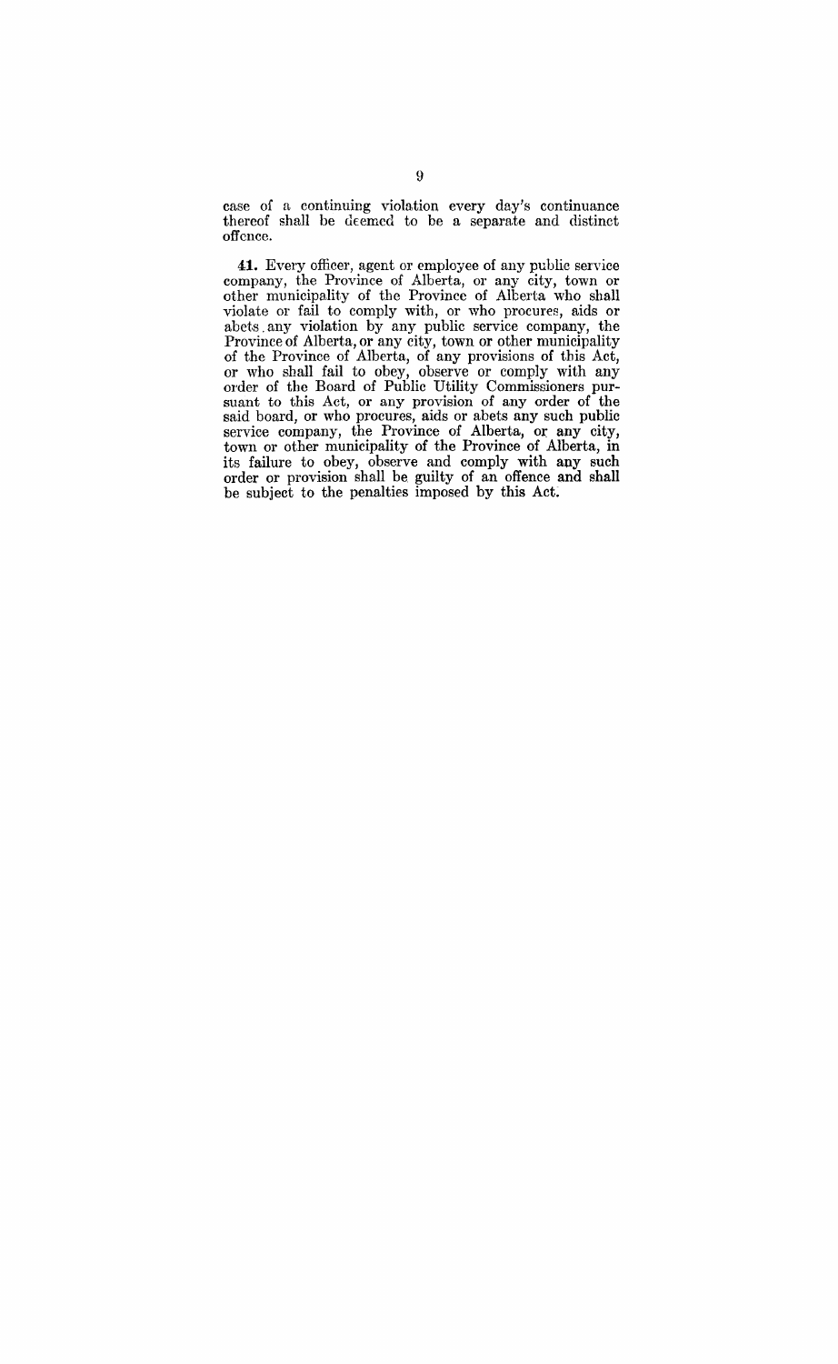case of a continuing violation every day's continuance thereof shall be deemed to be a separate and distinct offence.

**41.** Every officer, agent or employee of any public service company, the Province of Alberta, or any city, town or other municipality of the Province of Alberta who shall violate or fail to comply with, or who procures, aids or abets any violation by any public service company, the Province of Alberta, or any city, town or other municipality of the Province of Alberta, of any provisions of this Act, or who shall fail to obey, observe or comply with any order of the Board of Public Utility Commissioners pursuant to this Act, or any provision of any order of the said board, or who procures, aids or abets any such public service company, the Province of Alberta, or any city, town or other municipality of the Province of Alberta, in its failure to obey, observe and comply with any such order or provision shall be guilty of an offence and shall be subject to the penalties imposed by this Act.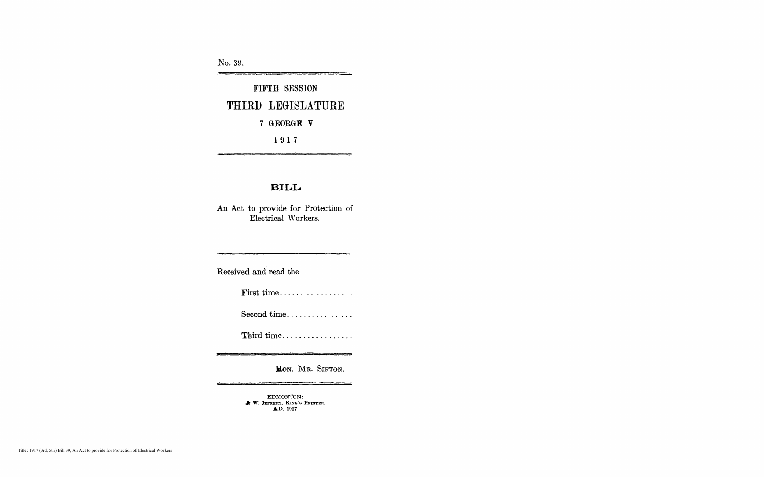No. 39.

FIFTH SESSION

# THIRD LEGISLATURE

7 GEORGE V

1917

## BILL

An Act to provide for Protection of Electrical Workers.

Received and read the

First time..................

Second time..............

Third time.................

HON. MR. SIFTON.

EDMONTON:
J. W. JEFFERY, KING'S PRINTER.
A.D. 1917

Title: 1917 (3rd, 5th) Bill 39, An Act to provide for Protection of Electrical Workers